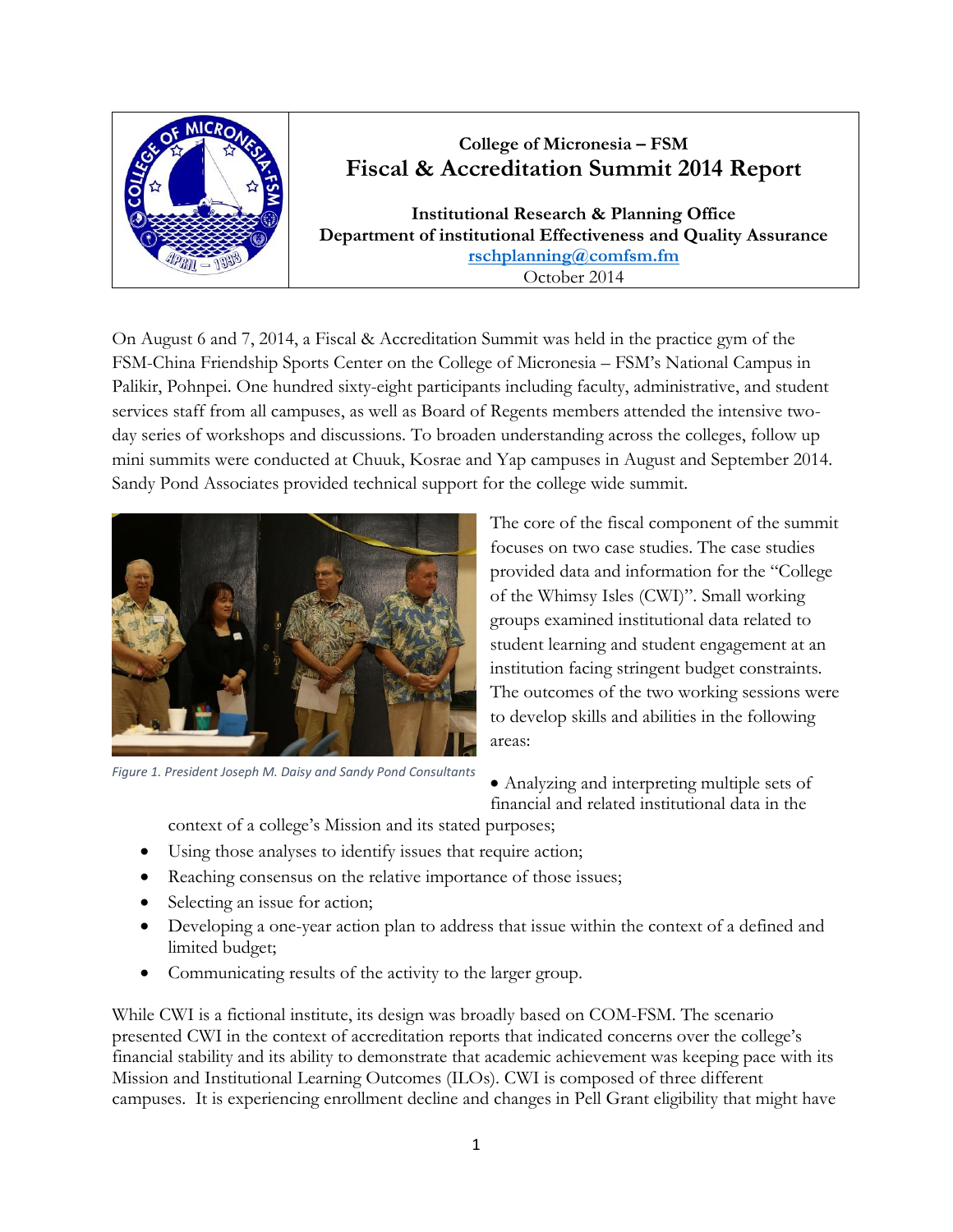# College of Micronesia – FSM
## Fiscal & Accreditation Summit 2014 Report

**Institutional Research & Planning Office**
**Department of institutional Effectiveness and Quality Assurance**
rschplanning@comfsm.fm
October 2014

On August 6 and 7, 2014, a Fiscal & Accreditation Summit was held in the practice gym of the FSM-China Friendship Sports Center on the College of Micronesia – FSM's National Campus in Palikir, Pohnpei. One hundred sixty-eight participants including faculty, administrative, and student services staff from all campuses, as well as Board of Regents members attended the intensive two-day series of workshops and discussions. To broaden understanding across the colleges, follow up mini summits were conducted at Chuuk, Kosrae and Yap campuses in August and September 2014. Sandy Pond Associates provided technical support for the college wide summit.

*Figure 1. President Joseph M. Daisy and Sandy Pond Consultants*

The core of the fiscal component of the summit focuses on two case studies. The case studies provided data and information for the "College of the Whimsy Isles (CWI)". Small working groups examined institutional data related to student learning and student engagement at an institution facing stringent budget constraints. The outcomes of the two working sessions were to develop skills and abilities in the following areas:

- Analyzing and interpreting multiple sets of financial and related institutional data in the context of a college's Mission and its stated purposes;
- Using those analyses to identify issues that require action;
- Reaching consensus on the relative importance of those issues;
- Selecting an issue for action;
- Developing a one-year action plan to address that issue within the context of a defined and limited budget;
- Communicating results of the activity to the larger group.

While CWI is a fictional institute, its design was broadly based on COM-FSM. The scenario presented CWI in the context of accreditation reports that indicated concerns over the college's financial stability and its ability to demonstrate that academic achievement was keeping pace with its Mission and Institutional Learning Outcomes (ILOs). CWI is composed of three different campuses. It is experiencing enrollment decline and changes in Pell Grant eligibility that might have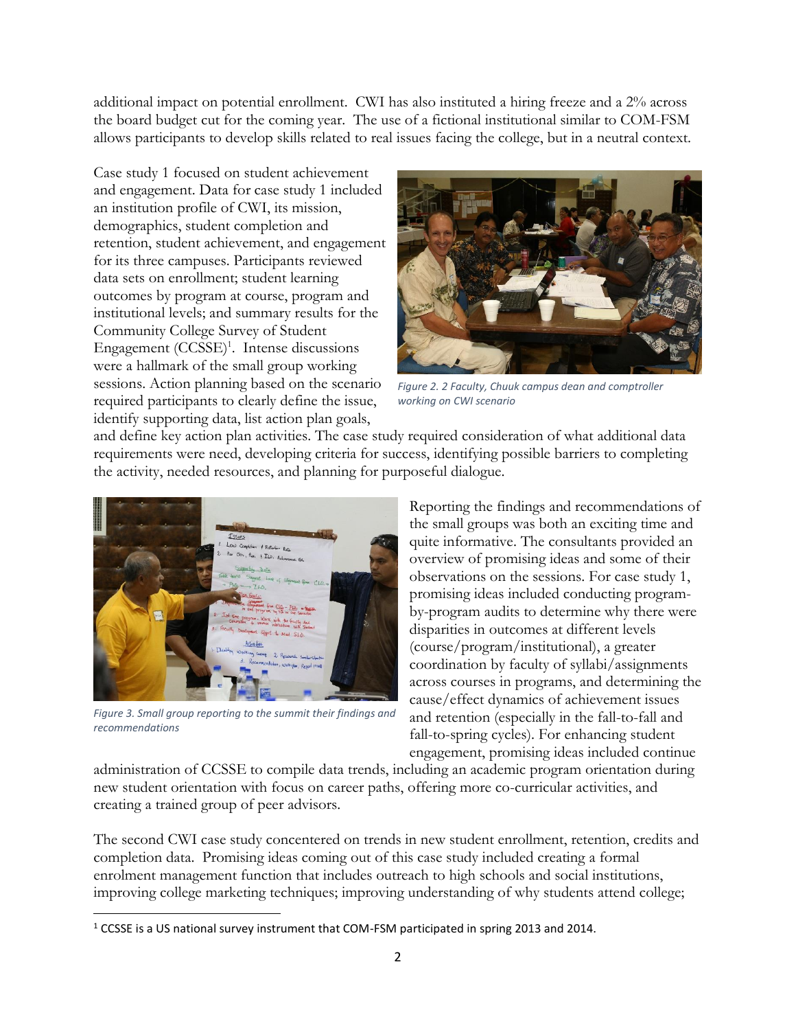additional impact on potential enrollment. CWI has also instituted a hiring freeze and a 2% across the board budget cut for the coming year. The use of a fictional institutional similar to COM-FSM allows participants to develop skills related to real issues facing the college, but in a neutral context.

Case study 1 focused on student achievement and engagement. Data for case study 1 included an institution profile of CWI, its mission, demographics, student completion and retention, student achievement, and engagement for its three campuses. Participants reviewed data sets on enrollment; student learning outcomes by program at course, program and institutional levels; and summary results for the Community College Survey of Student Engagement (CCSSE)[1]. Intense discussions were a hallmark of the small group working sessions. Action planning based on the scenario required participants to clearly define the issue, identify supporting data, list action plan goals, and define key action plan activities. The case study required consideration of what additional data requirements were need, developing criteria for success, identifying possible barriers to completing the activity, needed resources, and planning for purposeful dialogue.

*Figure 2. 2 Faculty, Chuuk campus dean and comptroller working on CWI scenario*

*Figure 3. Small group reporting to the summit their findings and recommendations*

Reporting the findings and recommendations of the small groups was both an exciting time and quite informative. The consultants provided an overview of promising ideas and some of their observations on the sessions. For case study 1, promising ideas included conducting program-by-program audits to determine why there were disparities in outcomes at different levels (course/program/institutional), a greater coordination by faculty of syllabi/assignments across courses in programs, and determining the cause/effect dynamics of achievement issues and retention (especially in the fall-to-fall and fall-to-spring cycles). For enhancing student engagement, promising ideas included continue administration of CCSSE to compile data trends, including an academic program orientation during new student orientation with focus on career paths, offering more co-curricular activities, and creating a trained group of peer advisors.

The second CWI case study concentered on trends in new student enrollment, retention, credits and completion data. Promising ideas coming out of this case study included creating a formal enrolment management function that includes outreach to high schools and social institutions, improving college marketing techniques; improving understanding of why students attend college;

[1] CCSSE is a US national survey instrument that COM-FSM participated in spring 2013 and 2014.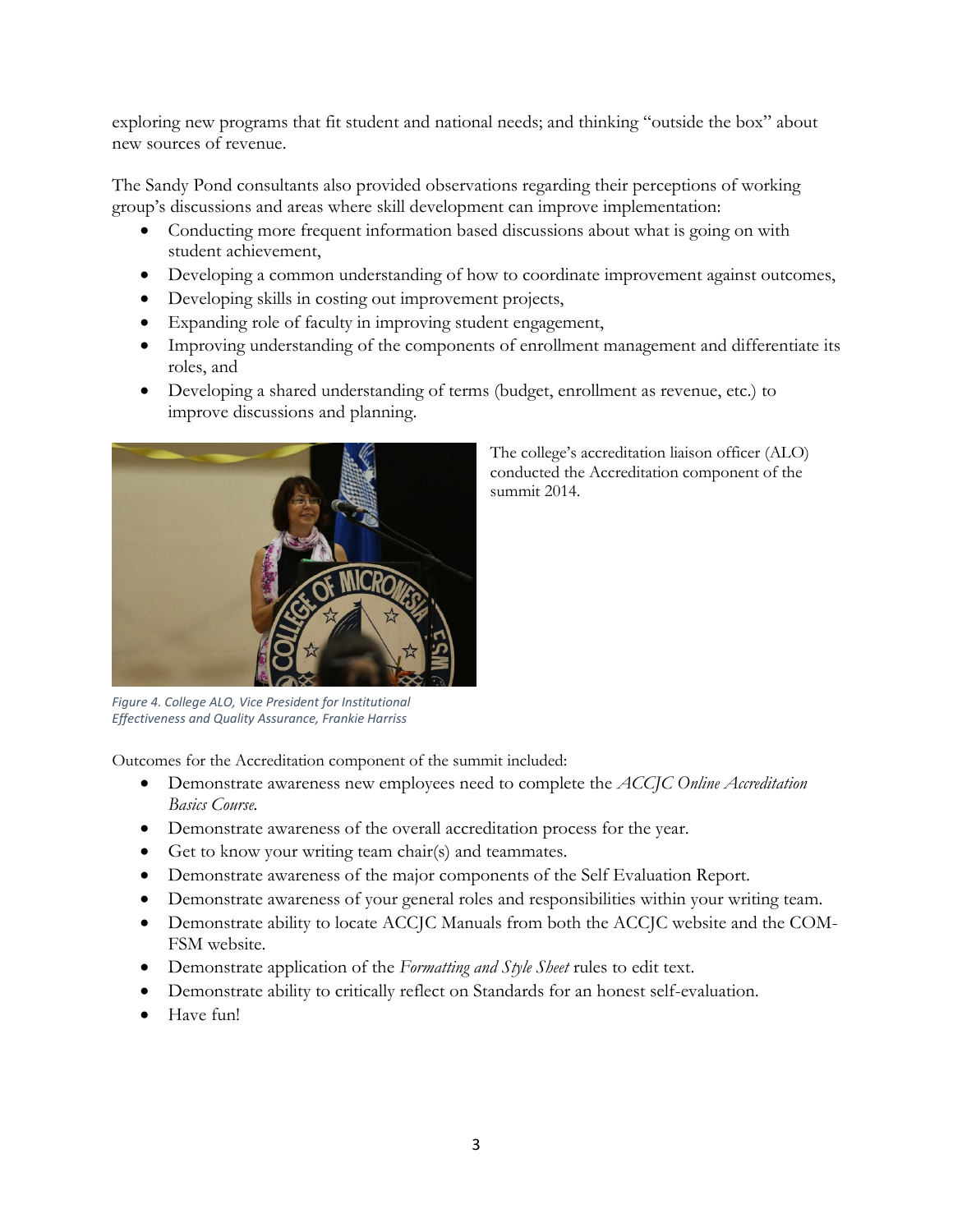exploring new programs that fit student and national needs; and thinking "outside the box" about new sources of revenue.

The Sandy Pond consultants also provided observations regarding their perceptions of working group's discussions and areas where skill development can improve implementation:

- Conducting more frequent information based discussions about what is going on with student achievement,
- Developing a common understanding of how to coordinate improvement against outcomes,
- Developing skills in costing out improvement projects,
- Expanding role of faculty in improving student engagement,
- Improving understanding of the components of enrollment management and differentiate its roles, and
- Developing a shared understanding of terms (budget, enrollment as revenue, etc.) to improve discussions and planning.

The college's accreditation liaison officer (ALO) conducted the Accreditation component of the summit 2014.

*Figure 4. College ALO, Vice President for Institutional Effectiveness and Quality Assurance, Frankie Harriss*

Outcomes for the Accreditation component of the summit included:

- Demonstrate awareness new employees need to complete the *ACCJC Online Accreditation Basics Course.*
- Demonstrate awareness of the overall accreditation process for the year.
- Get to know your writing team chair(s) and teammates.
- Demonstrate awareness of the major components of the Self Evaluation Report.
- Demonstrate awareness of your general roles and responsibilities within your writing team.
- Demonstrate ability to locate ACCJC Manuals from both the ACCJC website and the COM-FSM website.
- Demonstrate application of the *Formatting and Style Sheet* rules to edit text.
- Demonstrate ability to critically reflect on Standards for an honest self-evaluation.
- Have fun!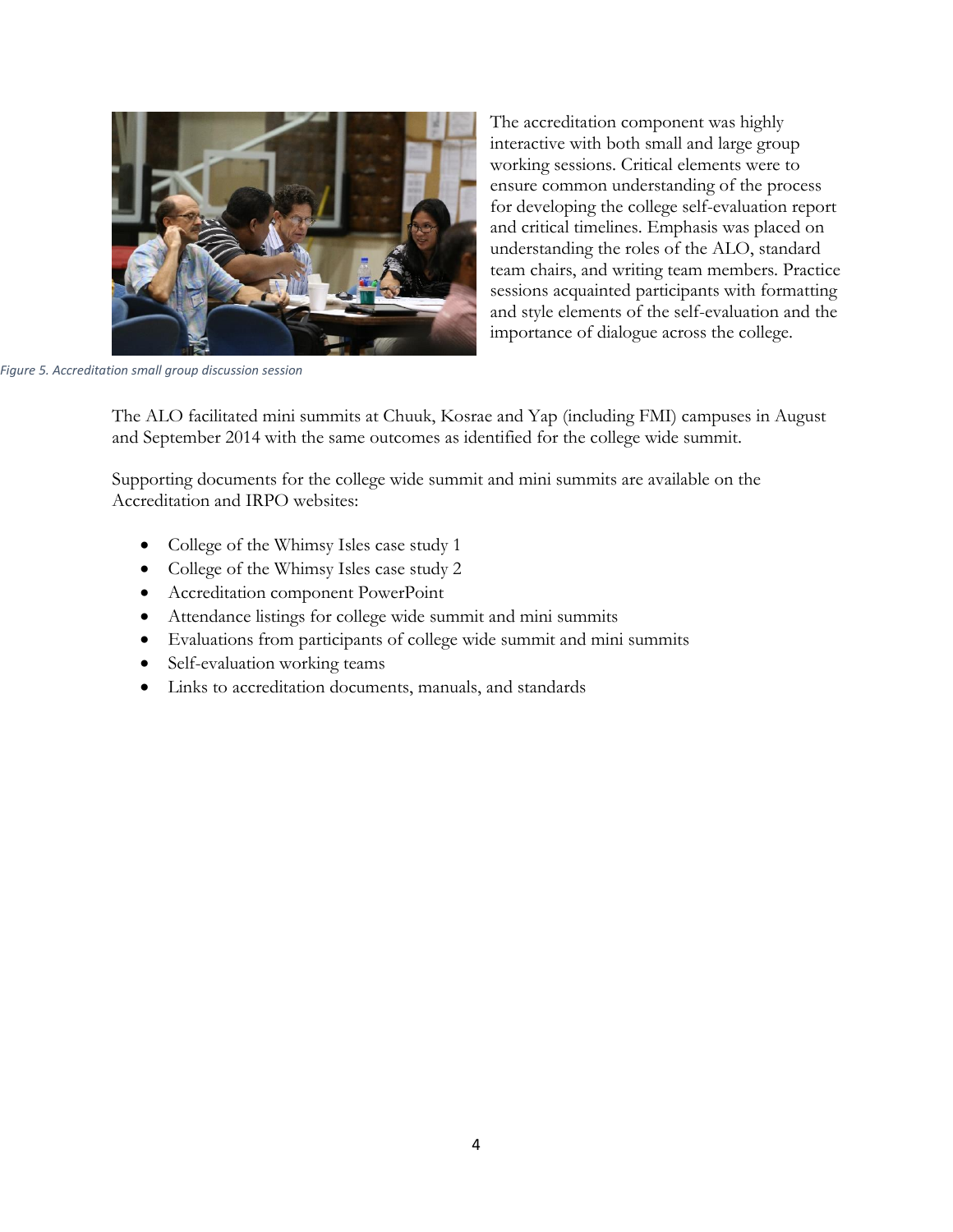The accreditation component was highly interactive with both small and large group working sessions. Critical elements were to ensure common understanding of the process for developing the college self-evaluation report and critical timelines. Emphasis was placed on understanding the roles of the ALO, standard team chairs, and writing team members. Practice sessions acquainted participants with formatting and style elements of the self-evaluation and the importance of dialogue across the college.

*Figure 5. Accreditation small group discussion session*

The ALO facilitated mini summits at Chuuk, Kosrae and Yap (including FMI) campuses in August and September 2014 with the same outcomes as identified for the college wide summit.

Supporting documents for the college wide summit and mini summits are available on the Accreditation and IRPO websites:

- College of the Whimsy Isles case study 1
- College of the Whimsy Isles case study 2
- Accreditation component PowerPoint
- Attendance listings for college wide summit and mini summits
- Evaluations from participants of college wide summit and mini summits
- Self-evaluation working teams
- Links to accreditation documents, manuals, and standards